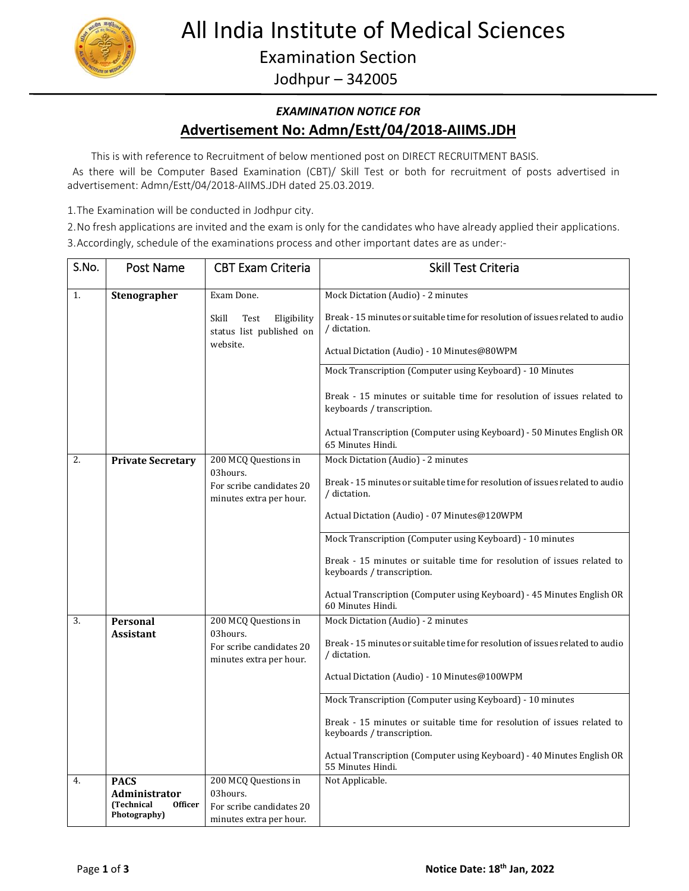# All India Institute of Medical Sciences

## Examination Section

Jodhpur – 342005

***EXAMINATION NOTICE FOR***

## Advertisement No: Admn/Estt/04/2018-AIIMS.JDH

This is with reference to Recruitment of below mentioned post on DIRECT RECRUITMENT BASIS.

As there will be Computer Based Examination (CBT)/ Skill Test or both for recruitment of posts advertised in advertisement: Admn/Estt/04/2018-AIIMS.JDH dated 25.03.2019.

1. The Examination will be conducted in Jodhpur city.
2. No fresh applications are invited and the exam is only for the candidates who have already applied their applications.
3. Accordingly, schedule of the examinations process and other important dates are as under:-

| S.No. | Post Name | CBT Exam Criteria | Skill Test Criteria |
|---|---|---|---|
| 1. | **Stenographer** | Exam Done.<br><br>Skill Test Eligibility status list published on website. | Mock Dictation (Audio) - 2 minutes<br><br>Break - 15 minutes or suitable time for resolution of issues related to audio / dictation.<br><br>Actual Dictation (Audio) - 10 Minutes@80WPM |
| | | | Mock Transcription (Computer using Keyboard) - 10 Minutes<br><br>Break - 15 minutes or suitable time for resolution of issues related to keyboards / transcription.<br><br>Actual Transcription (Computer using Keyboard) - 50 Minutes English OR 65 Minutes Hindi. |
| 2. | **Private Secretary** | 200 MCQ Questions in 03hours.<br>For scribe candidates 20 minutes extra per hour. | Mock Dictation (Audio) - 2 minutes<br><br>Break - 15 minutes or suitable time for resolution of issues related to audio / dictation.<br><br>Actual Dictation (Audio) - 07 Minutes@120WPM |
| | | | Mock Transcription (Computer using Keyboard) - 10 minutes<br><br>Break - 15 minutes or suitable time for resolution of issues related to keyboards / transcription.<br><br>Actual Transcription (Computer using Keyboard) - 45 Minutes English OR 60 Minutes Hindi. |
| 3. | **Personal Assistant** | 200 MCQ Questions in 03hours.<br>For scribe candidates 20 minutes extra per hour. | Mock Dictation (Audio) - 2 minutes<br><br>Break - 15 minutes or suitable time for resolution of issues related to audio / dictation.<br><br>Actual Dictation (Audio) - 10 Minutes@100WPM |
| | | | Mock Transcription (Computer using Keyboard) - 10 minutes<br><br>Break - 15 minutes or suitable time for resolution of issues related to keyboards / transcription.<br><br>Actual Transcription (Computer using Keyboard) - 40 Minutes English OR 55 Minutes Hindi. |
| 4. | **PACS Administrator (Technical Officer Photography)** | 200 MCQ Questions in 03hours.<br>For scribe candidates 20 minutes extra per hour. | Not Applicable. |

**Notice Date: 18th Jan, 2022**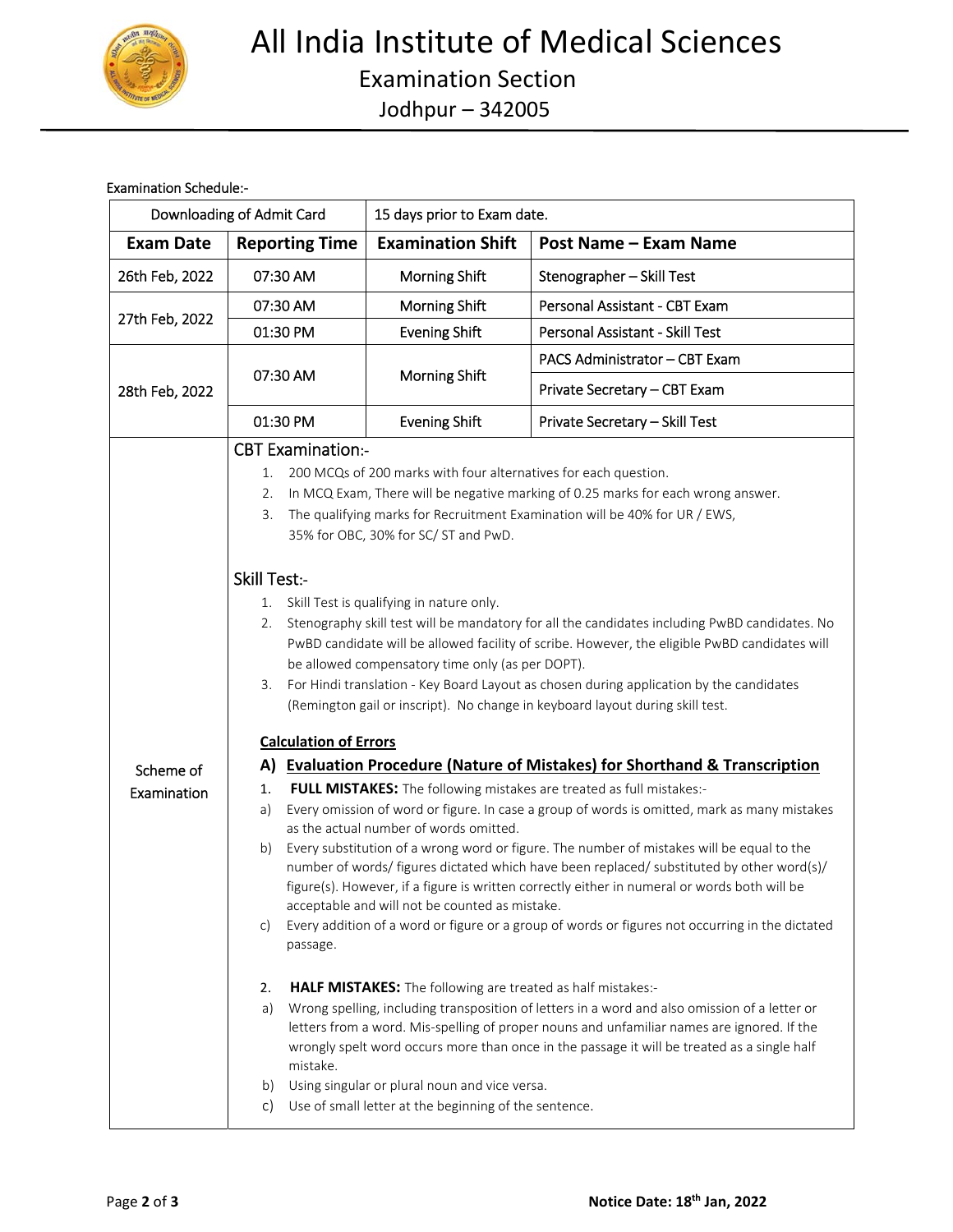# All India Institute of Medical Sciences

## Examination Section

## Jodhpur – 342005

Examination Schedule:-

| Downloading of Admit Card | 15 days prior to Exam date. | | |
|---|---|---|---|
| **Exam Date** | **Reporting Time** | **Examination Shift** | **Post Name – Exam Name** |
| 26th Feb, 2022 | 07:30 AM | Morning Shift | Stenographer – Skill Test |
| 27th Feb, 2022 | 07:30 AM | Morning Shift | Personal Assistant - CBT Exam |
| | 01:30 PM | Evening Shift | Personal Assistant - Skill Test |
| 28th Feb, 2022 | 07:30 AM | Morning Shift | PACS Administrator – CBT Exam |
| | | | Private Secretary – CBT Exam |
| | 01:30 PM | Evening Shift | Private Secretary – Skill Test |

**Scheme of Examination**

CBT Examination:-

1. 200 MCQs of 200 marks with four alternatives for each question.
2. In MCQ Exam, There will be negative marking of 0.25 marks for each wrong answer.
3. The qualifying marks for Recruitment Examination will be 40% for UR / EWS, 35% for OBC, 30% for SC/ ST and PwD.

Skill Test:-

1. Skill Test is qualifying in nature only.
2. Stenography skill test will be mandatory for all the candidates including PwBD candidates. No PwBD candidate will be allowed facility of scribe. However, the eligible PwBD candidates will be allowed compensatory time only (as per DOPT).
3. For Hindi translation - Key Board Layout as chosen during application by the candidates (Remington gail or inscript). No change in keyboard layout during skill test.

**Calculation of Errors**

**A) Evaluation Procedure (Nature of Mistakes) for Shorthand & Transcription**

1. **FULL MISTAKES:** The following mistakes are treated as full mistakes:-

   a) Every omission of word or figure. In case a group of words is omitted, mark as many mistakes as the actual number of words omitted.

   b) Every substitution of a wrong word or figure. The number of mistakes will be equal to the number of words/ figures dictated which have been replaced/ substituted by other word(s)/ figure(s). However, if a figure is written correctly either in numeral or words both will be acceptable and will not be counted as mistake.

   c) Every addition of a word or figure or a group of words or figures not occurring in the dictated passage.

2. **HALF MISTAKES:** The following are treated as half mistakes:-

   a) Wrong spelling, including transposition of letters in a word and also omission of a letter or letters from a word. Mis-spelling of proper nouns and unfamiliar names are ignored. If the wrongly spelt word occurs more than once in the passage it will be treated as a single half mistake.

   b) Using singular or plural noun and vice versa.

   c) Use of small letter at the beginning of the sentence.

**Notice Date: 18th Jan, 2022**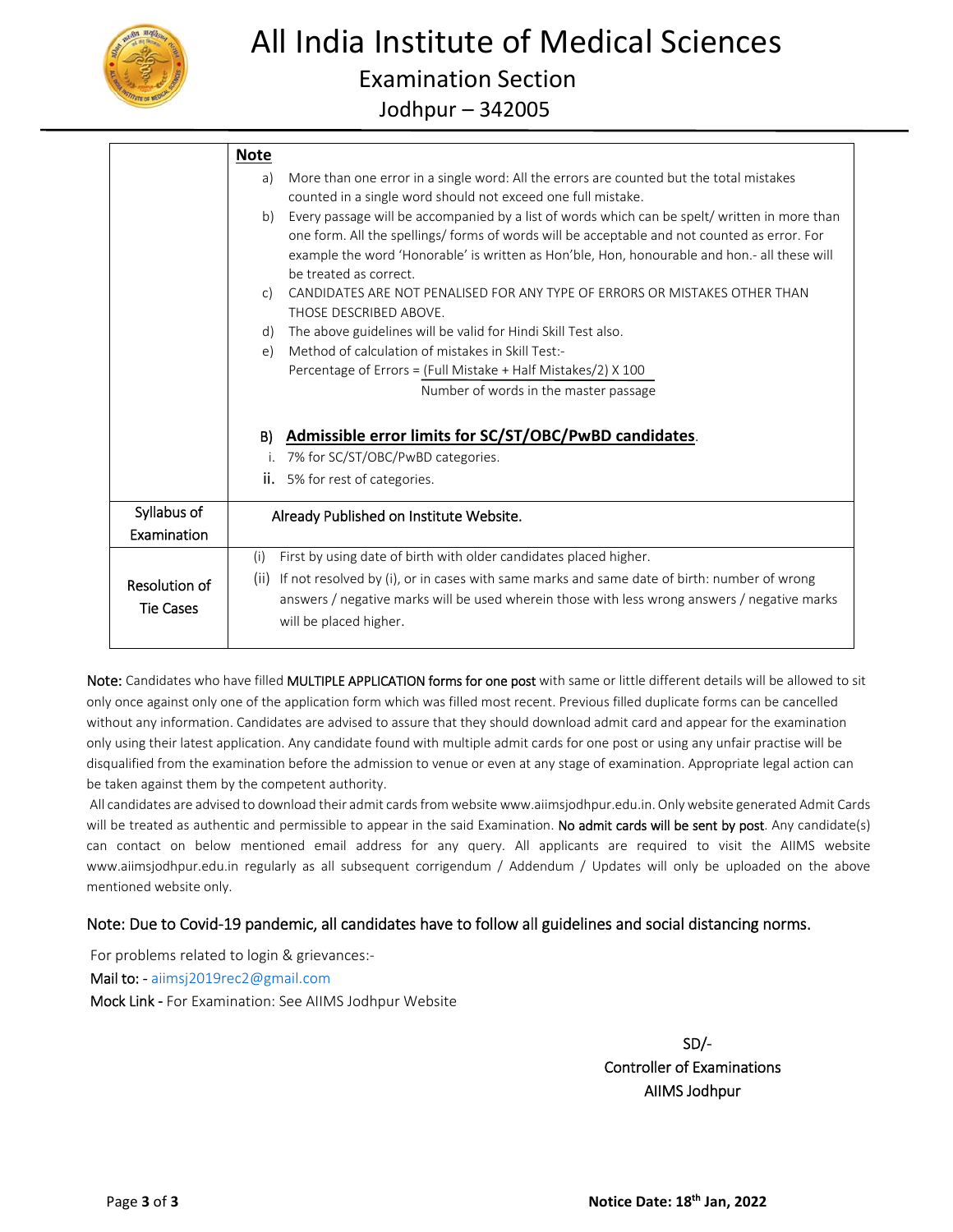# All India Institute of Medical Sciences

## Examination Section

## Jodhpur – 342005

| | |
|---|---|
| | **Note**<br>a) More than one error in a single word: All the errors are counted but the total mistakes counted in a single word should not exceed one full mistake.<br>b) Every passage will be accompanied by a list of words which can be spelt/ written in more than one form. All the spellings/ forms of words will be acceptable and not counted as error. For example the word 'Honorable' is written as Hon'ble, Hon, honourable and hon.- all these will be treated as correct.<br>c) CANDIDATES ARE NOT PENALISED FOR ANY TYPE OF ERRORS OR MISTAKES OTHER THAN THOSE DESCRIBED ABOVE.<br>d) The above guidelines will be valid for Hindi Skill Test also.<br>e) Method of calculation of mistakes in Skill Test:-<br>Percentage of Errors = $\frac{\text{(Full Mistake + Half Mistakes/2) X 100}}{\text{Number of words in the master passage}}$<br><br>B) **Admissible error limits for SC/ST/OBC/PwBD candidates**.<br>i. 7% for SC/ST/OBC/PwBD categories.<br>ii. 5% for rest of categories. |
| Syllabus of Examination | Already Published on Institute Website. |
| Resolution of Tie Cases | (i) First by using date of birth with older candidates placed higher.<br>(ii) If not resolved by (i), or in cases with same marks and same date of birth: number of wrong answers / negative marks will be used wherein those with less wrong answers / negative marks will be placed higher. |

Note: Candidates who have filled MULTIPLE APPLICATION forms for one post with same or little different details will be allowed to sit only once against only one of the application form which was filled most recent. Previous filled duplicate forms can be cancelled without any information. Candidates are advised to assure that they should download admit card and appear for the examination only using their latest application. Any candidate found with multiple admit cards for one post or using any unfair practise will be disqualified from the examination before the admission to venue or even at any stage of examination. Appropriate legal action can be taken against them by the competent authority.

All candidates are advised to download their admit cards from website www.aiimsjodhpur.edu.in. Only website generated Admit Cards will be treated as authentic and permissible to appear in the said Examination. No admit cards will be sent by post. Any candidate(s) can contact on below mentioned email address for any query. All applicants are required to visit the AIIMS website www.aiimsjodhpur.edu.in regularly as all subsequent corrigendum / Addendum / Updates will only be uploaded on the above mentioned website only.

Note: Due to Covid-19 pandemic, all candidates have to follow all guidelines and social distancing norms.

For problems related to login & grievances:-

Mail to: - aiimsj2019rec2@gmail.com

Mock Link - For Examination: See AIIMS Jodhpur Website

SD/-

Controller of Examinations

AIIMS Jodhpur

**Notice Date: 18th Jan, 2022**